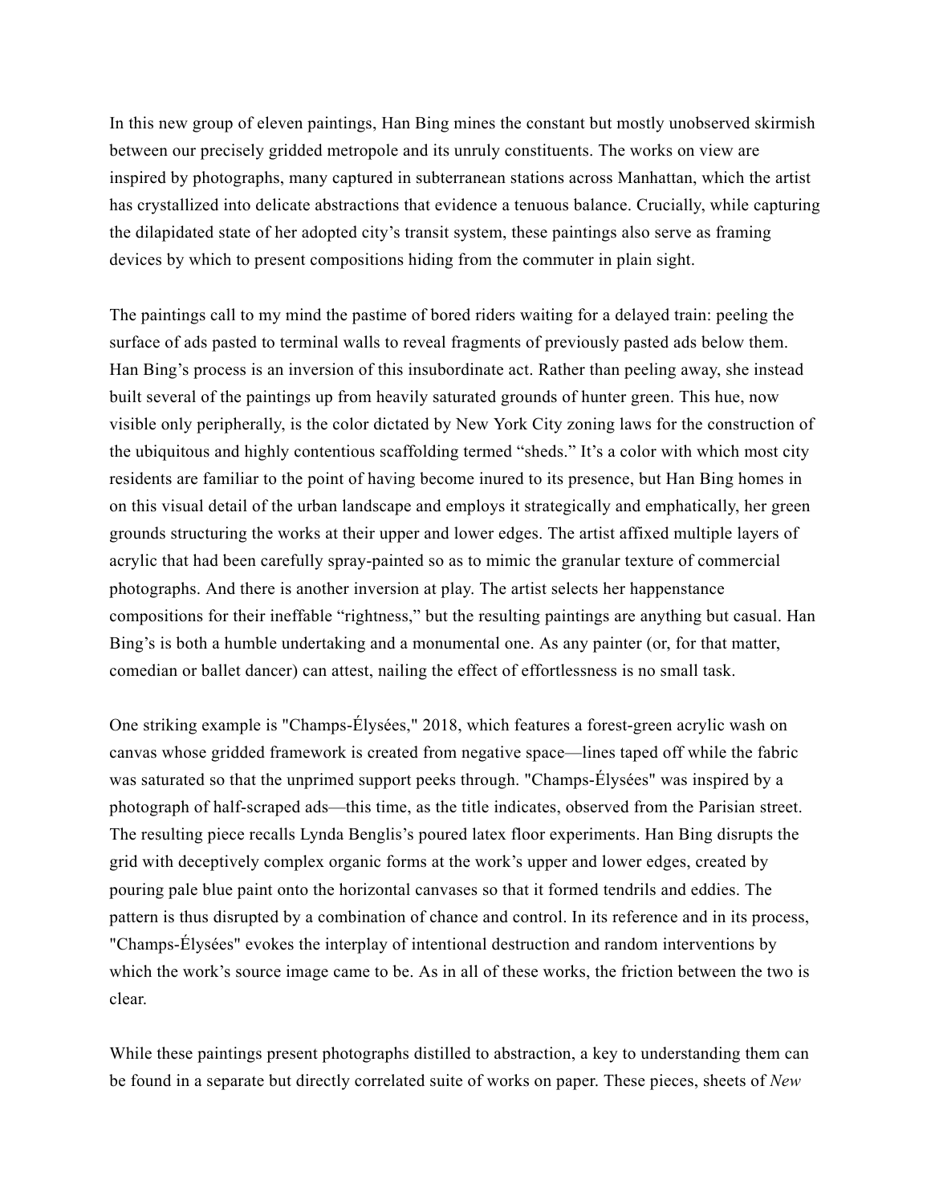In this new group of eleven paintings, Han Bing mines the constant but mostly unobserved skirmish between our precisely gridded metropole and its unruly constituents. The works on view are inspired by photographs, many captured in subterranean stations across Manhattan, which the artist has crystallized into delicate abstractions that evidence a tenuous balance. Crucially, while capturing the dilapidated state of her adopted city's transit system, these paintings also serve as framing devices by which to present compositions hiding from the commuter in plain sight.

The paintings call to my mind the pastime of bored riders waiting for a delayed train: peeling the surface of ads pasted to terminal walls to reveal fragments of previously pasted ads below them. Han Bing's process is an inversion of this insubordinate act. Rather than peeling away, she instead built several of the paintings up from heavily saturated grounds of hunter green. This hue, now visible only peripherally, is the color dictated by New York City zoning laws for the construction of the ubiquitous and highly contentious scaffolding termed "sheds." It's a color with which most city residents are familiar to the point of having become inured to its presence, but Han Bing homes in on this visual detail of the urban landscape and employs it strategically and emphatically, her green grounds structuring the works at their upper and lower edges. The artist affixed multiple layers of acrylic that had been carefully spray-painted so as to mimic the granular texture of commercial photographs. And there is another inversion at play. The artist selects her happenstance compositions for their ineffable "rightness," but the resulting paintings are anything but casual. Han Bing's is both a humble undertaking and a monumental one. As any painter (or, for that matter, comedian or ballet dancer) can attest, nailing the effect of effortlessness is no small task.

One striking example is "Champs-Élysées," 2018, which features a forest-green acrylic wash on canvas whose gridded framework is created from negative space—lines taped off while the fabric was saturated so that the unprimed support peeks through. "Champs-Élysées" was inspired by a photograph of half-scraped ads—this time, as the title indicates, observed from the Parisian street. The resulting piece recalls Lynda Benglis's poured latex floor experiments. Han Bing disrupts the grid with deceptively complex organic forms at the work's upper and lower edges, created by pouring pale blue paint onto the horizontal canvases so that it formed tendrils and eddies. The pattern is thus disrupted by a combination of chance and control. In its reference and in its process, "Champs-Élysées" evokes the interplay of intentional destruction and random interventions by which the work's source image came to be. As in all of these works, the friction between the two is clear.

While these paintings present photographs distilled to abstraction, a key to understanding them can be found in a separate but directly correlated suite of works on paper. These pieces, sheets of *New*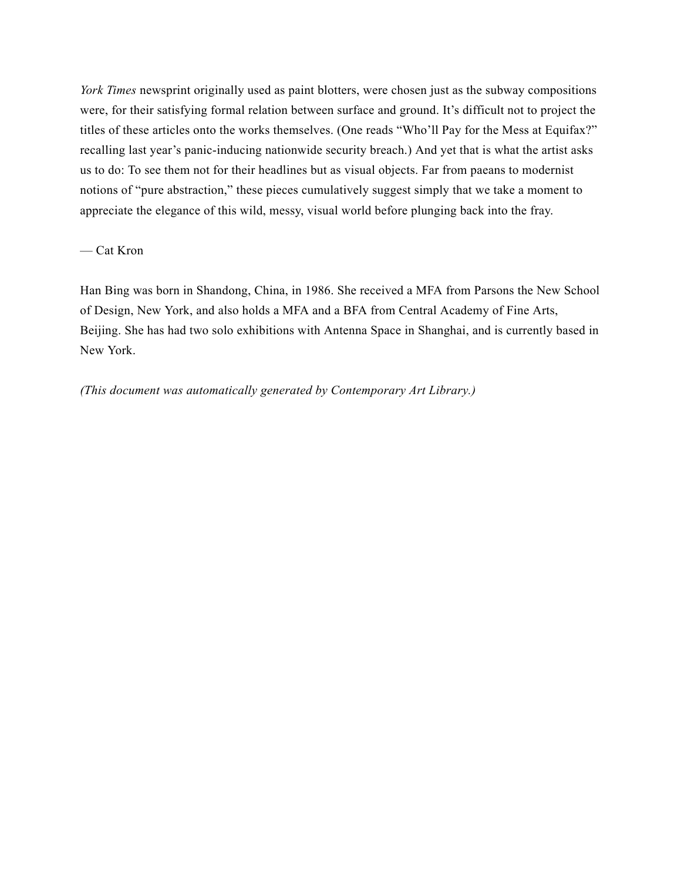*York Times* newsprint originally used as paint blotters, were chosen just as the subway compositions were, for their satisfying formal relation between surface and ground. It's difficult not to project the titles of these articles onto the works themselves. (One reads "Who'll Pay for the Mess at Equifax?" recalling last year's panic-inducing nationwide security breach.) And yet that is what the artist asks us to do: To see them not for their headlines but as visual objects. Far from paeans to modernist notions of "pure abstraction," these pieces cumulatively suggest simply that we take a moment to appreciate the elegance of this wild, messy, visual world before plunging back into the fray.

— Cat Kron

Han Bing was born in Shandong, China, in 1986. She received a MFA from Parsons the New School of Design, New York, and also holds a MFA and a BFA from Central Academy of Fine Arts, Beijing. She has had two solo exhibitions with Antenna Space in Shanghai, and is currently based in New York.

*(This document was automatically generated by Contemporary Art Library.)*